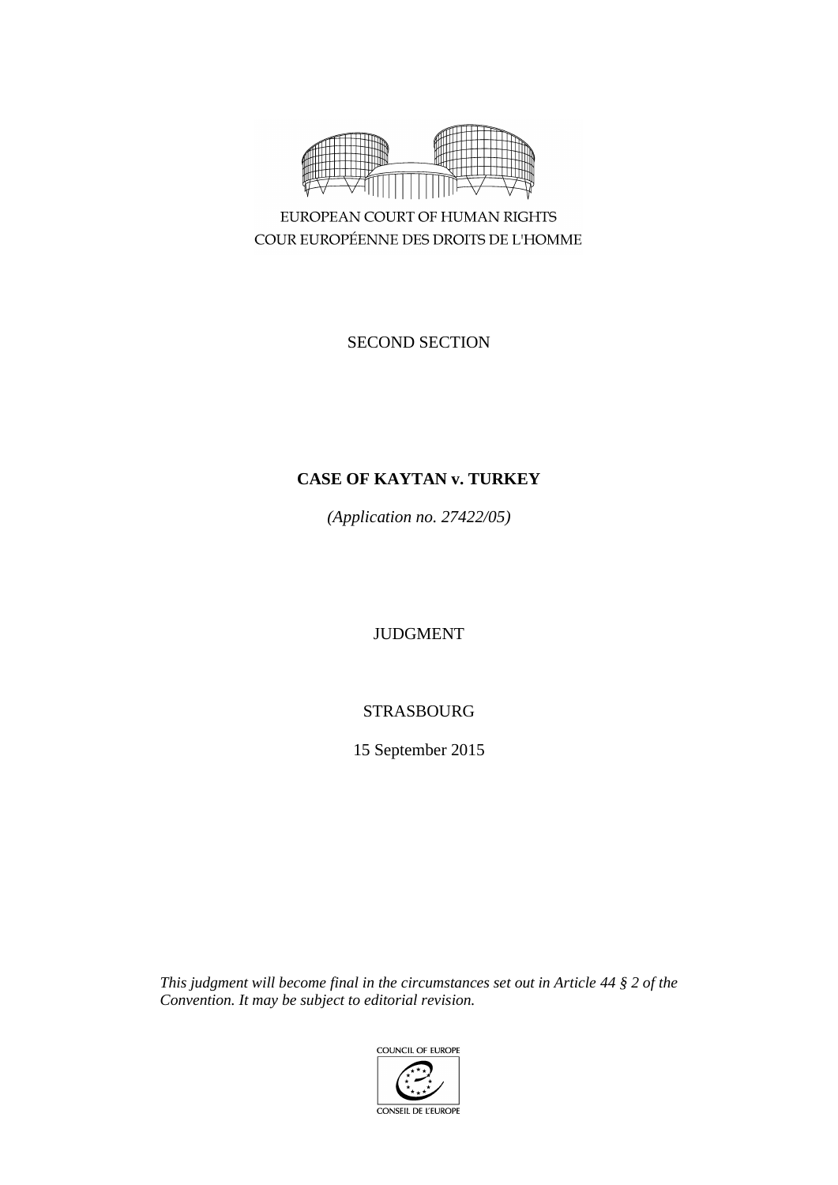EUROPEAN COURT OF HUMAN RIGHTS
COUR EUROPÉENNE DES DROITS DE L'HOMME

SECOND SECTION

**CASE OF KAYTAN v. TURKEY**

*(Application no. 27422/05)*

JUDGMENT

STRASBOURG

15 September 2015

*This judgment will become final in the circumstances set out in Article 44 § 2 of the Convention. It may be subject to editorial revision.*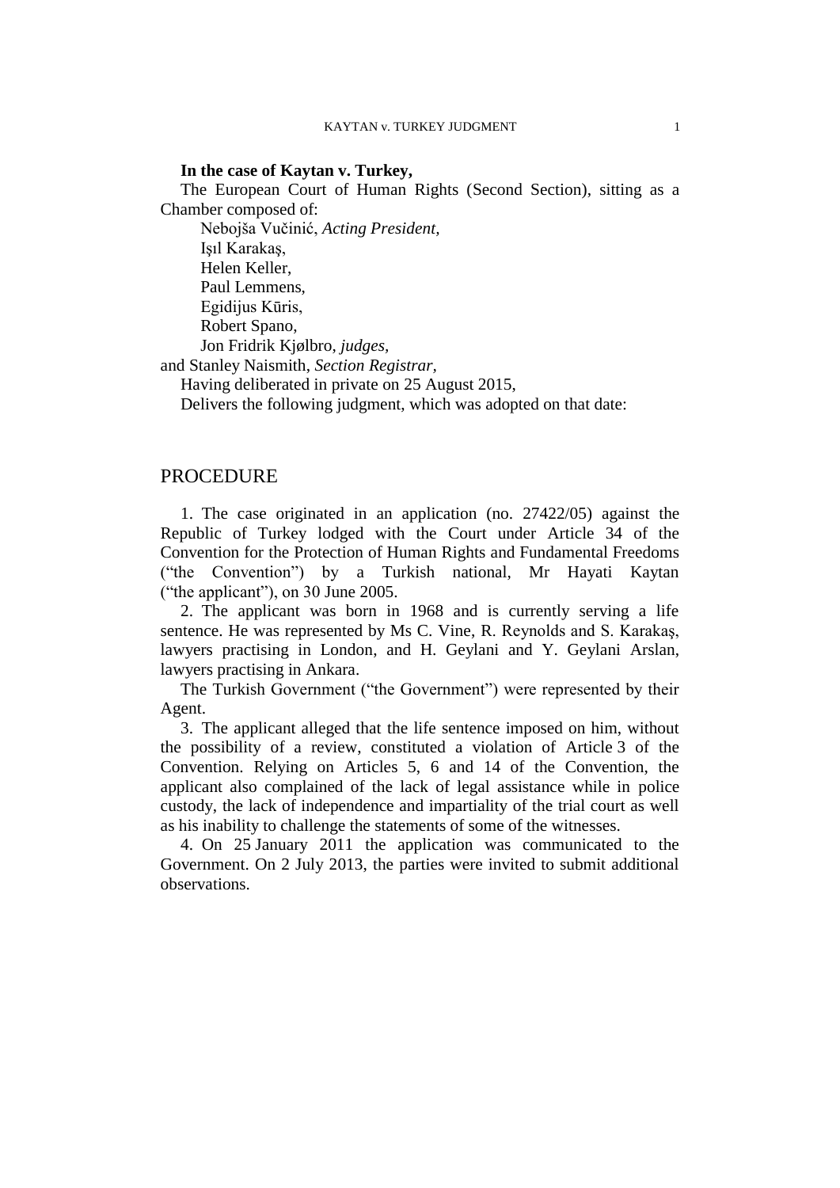**In the case of Kaytan v. Turkey,**

The European Court of Human Rights (Second Section), sitting as a Chamber composed of:

Nebojša Vučinić, *Acting President,*
Işıl Karakaş,
Helen Keller,
Paul Lemmens,
Egidijus Kūris,
Robert Spano,
Jon Fridrik Kjølbro, *judges,*
and Stanley Naismith, *Section Registrar,*

Having deliberated in private on 25 August 2015,

Delivers the following judgment, which was adopted on that date:

## PROCEDURE

1. The case originated in an application (no. 27422/05) against the Republic of Turkey lodged with the Court under Article 34 of the Convention for the Protection of Human Rights and Fundamental Freedoms ("the Convention") by a Turkish national, Mr Hayati Kaytan ("the applicant"), on 30 June 2005.

2. The applicant was born in 1968 and is currently serving a life sentence. He was represented by Ms C. Vine, R. Reynolds and S. Karakaş, lawyers practising in London, and H. Geylani and Y. Geylani Arslan, lawyers practising in Ankara.

The Turkish Government ("the Government") were represented by their Agent.

3. The applicant alleged that the life sentence imposed on him, without the possibility of a review, constituted a violation of Article 3 of the Convention. Relying on Articles 5, 6 and 14 of the Convention, the applicant also complained of the lack of legal assistance while in police custody, the lack of independence and impartiality of the trial court as well as his inability to challenge the statements of some of the witnesses.

4. On 25 January 2011 the application was communicated to the Government. On 2 July 2013, the parties were invited to submit additional observations.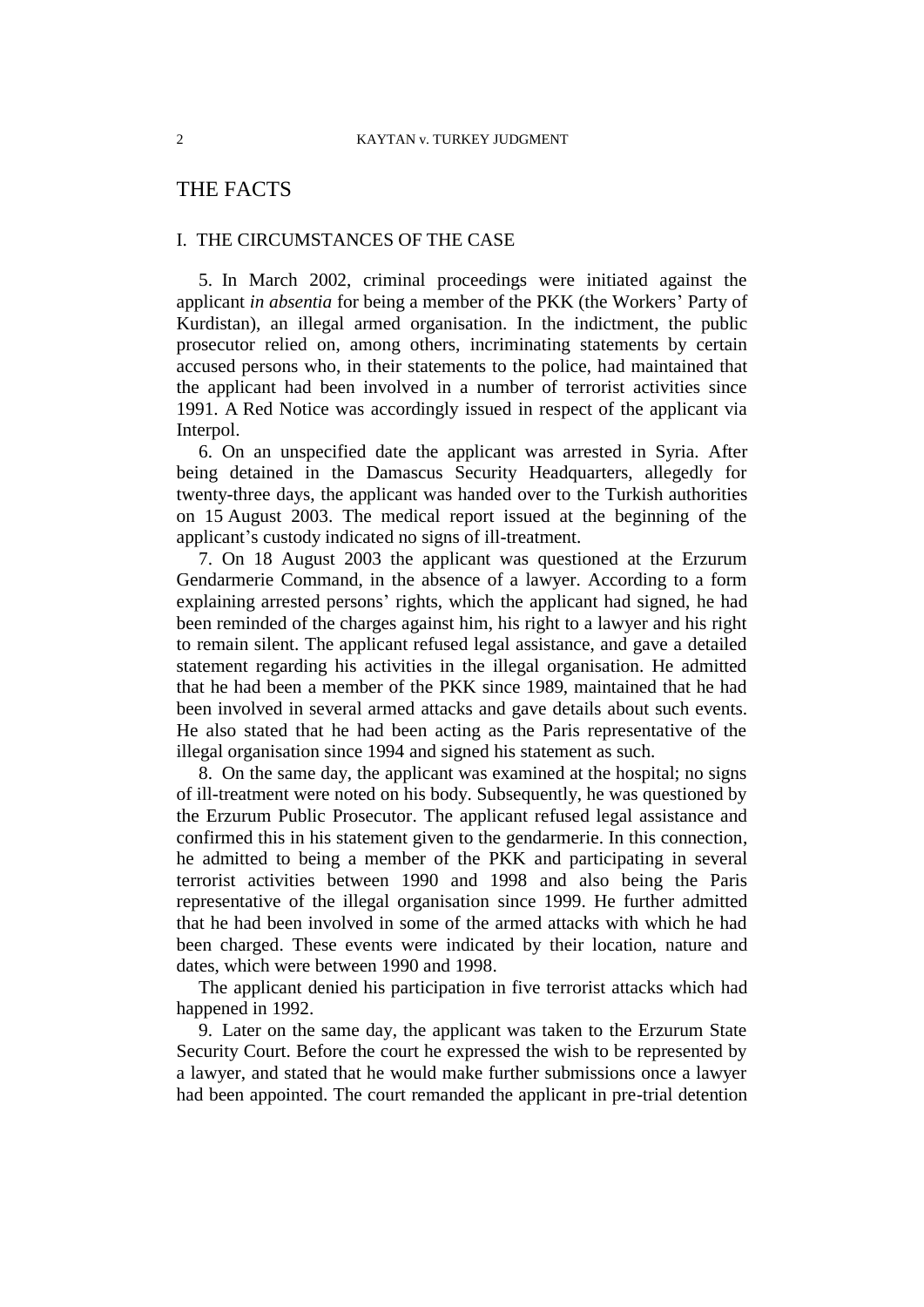# THE FACTS

## I. THE CIRCUMSTANCES OF THE CASE

5. In March 2002, criminal proceedings were initiated against the applicant *in absentia* for being a member of the PKK (the Workers' Party of Kurdistan), an illegal armed organisation. In the indictment, the public prosecutor relied on, among others, incriminating statements by certain accused persons who, in their statements to the police, had maintained that the applicant had been involved in a number of terrorist activities since 1991. A Red Notice was accordingly issued in respect of the applicant via Interpol.

6. On an unspecified date the applicant was arrested in Syria. After being detained in the Damascus Security Headquarters, allegedly for twenty-three days, the applicant was handed over to the Turkish authorities on 15 August 2003. The medical report issued at the beginning of the applicant's custody indicated no signs of ill-treatment.

7. On 18 August 2003 the applicant was questioned at the Erzurum Gendarmerie Command, in the absence of a lawyer. According to a form explaining arrested persons' rights, which the applicant had signed, he had been reminded of the charges against him, his right to a lawyer and his right to remain silent. The applicant refused legal assistance, and gave a detailed statement regarding his activities in the illegal organisation. He admitted that he had been a member of the PKK since 1989, maintained that he had been involved in several armed attacks and gave details about such events. He also stated that he had been acting as the Paris representative of the illegal organisation since 1994 and signed his statement as such.

8. On the same day, the applicant was examined at the hospital; no signs of ill-treatment were noted on his body. Subsequently, he was questioned by the Erzurum Public Prosecutor. The applicant refused legal assistance and confirmed this in his statement given to the gendarmerie. In this connection, he admitted to being a member of the PKK and participating in several terrorist activities between 1990 and 1998 and also being the Paris representative of the illegal organisation since 1999. He further admitted that he had been involved in some of the armed attacks with which he had been charged. These events were indicated by their location, nature and dates, which were between 1990 and 1998.

The applicant denied his participation in five terrorist attacks which had happened in 1992.

9. Later on the same day, the applicant was taken to the Erzurum State Security Court. Before the court he expressed the wish to be represented by a lawyer, and stated that he would make further submissions once a lawyer had been appointed. The court remanded the applicant in pre-trial detention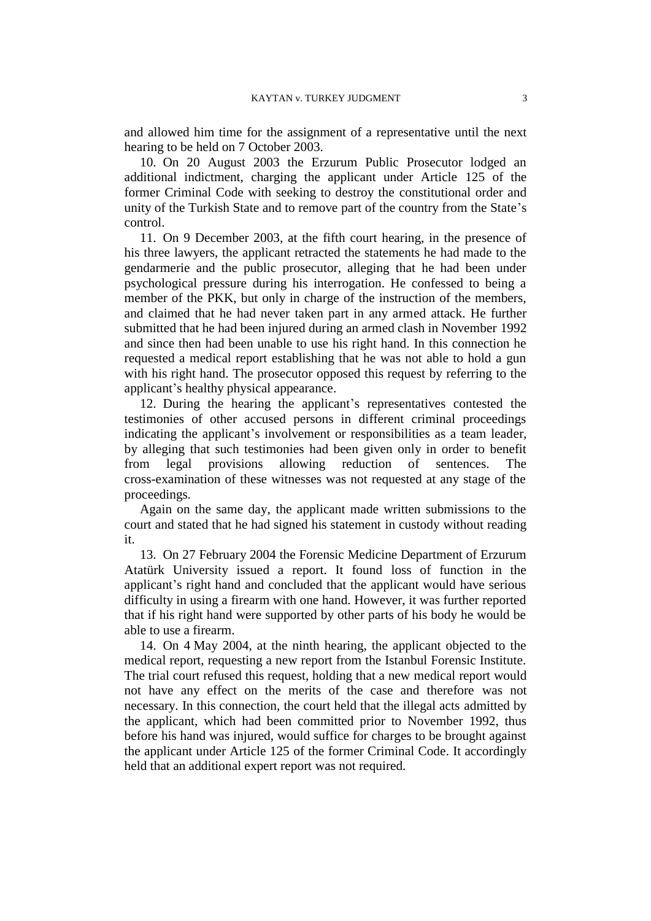and allowed him time for the assignment of a representative until the next hearing to be held on 7 October 2003.

10. On 20 August 2003 the Erzurum Public Prosecutor lodged an additional indictment, charging the applicant under Article 125 of the former Criminal Code with seeking to destroy the constitutional order and unity of the Turkish State and to remove part of the country from the State's control.

11. On 9 December 2003, at the fifth court hearing, in the presence of his three lawyers, the applicant retracted the statements he had made to the gendarmerie and the public prosecutor, alleging that he had been under psychological pressure during his interrogation. He confessed to being a member of the PKK, but only in charge of the instruction of the members, and claimed that he had never taken part in any armed attack. He further submitted that he had been injured during an armed clash in November 1992 and since then had been unable to use his right hand. In this connection he requested a medical report establishing that he was not able to hold a gun with his right hand. The prosecutor opposed this request by referring to the applicant's healthy physical appearance.

12. During the hearing the applicant's representatives contested the testimonies of other accused persons in different criminal proceedings indicating the applicant's involvement or responsibilities as a team leader, by alleging that such testimonies had been given only in order to benefit from legal provisions allowing reduction of sentences. The cross-examination of these witnesses was not requested at any stage of the proceedings.

Again on the same day, the applicant made written submissions to the court and stated that he had signed his statement in custody without reading it.

13. On 27 February 2004 the Forensic Medicine Department of Erzurum Atatürk University issued a report. It found loss of function in the applicant's right hand and concluded that the applicant would have serious difficulty in using a firearm with one hand. However, it was further reported that if his right hand were supported by other parts of his body he would be able to use a firearm.

14. On 4 May 2004, at the ninth hearing, the applicant objected to the medical report, requesting a new report from the Istanbul Forensic Institute. The trial court refused this request, holding that a new medical report would not have any effect on the merits of the case and therefore was not necessary. In this connection, the court held that the illegal acts admitted by the applicant, which had been committed prior to November 1992, thus before his hand was injured, would suffice for charges to be brought against the applicant under Article 125 of the former Criminal Code. It accordingly held that an additional expert report was not required.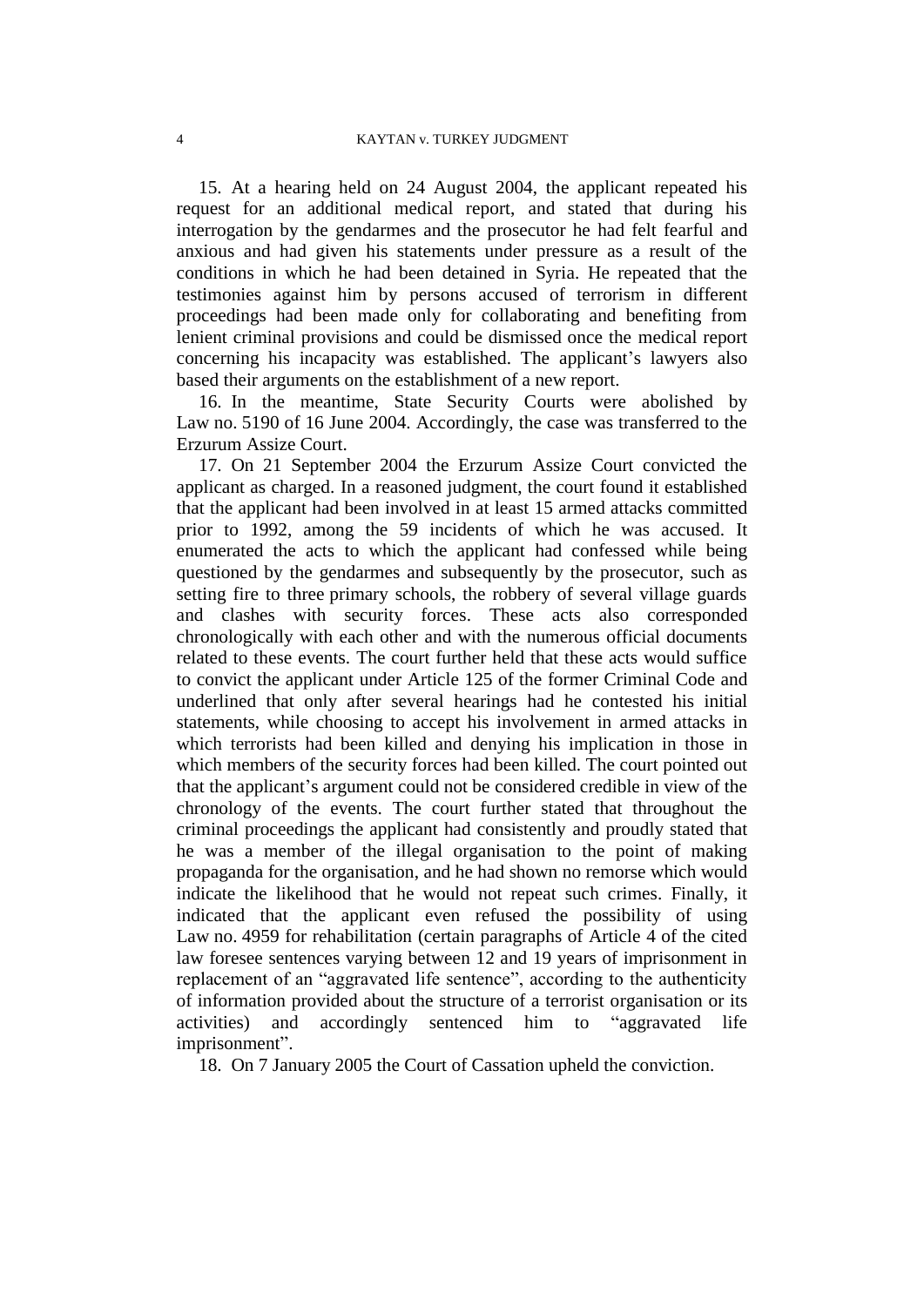15. At a hearing held on 24 August 2004, the applicant repeated his request for an additional medical report, and stated that during his interrogation by the gendarmes and the prosecutor he had felt fearful and anxious and had given his statements under pressure as a result of the conditions in which he had been detained in Syria. He repeated that the testimonies against him by persons accused of terrorism in different proceedings had been made only for collaborating and benefiting from lenient criminal provisions and could be dismissed once the medical report concerning his incapacity was established. The applicant's lawyers also based their arguments on the establishment of a new report.

16. In the meantime, State Security Courts were abolished by Law no. 5190 of 16 June 2004. Accordingly, the case was transferred to the Erzurum Assize Court.

17. On 21 September 2004 the Erzurum Assize Court convicted the applicant as charged. In a reasoned judgment, the court found it established that the applicant had been involved in at least 15 armed attacks committed prior to 1992, among the 59 incidents of which he was accused. It enumerated the acts to which the applicant had confessed while being questioned by the gendarmes and subsequently by the prosecutor, such as setting fire to three primary schools, the robbery of several village guards and clashes with security forces. These acts also corresponded chronologically with each other and with the numerous official documents related to these events. The court further held that these acts would suffice to convict the applicant under Article 125 of the former Criminal Code and underlined that only after several hearings had he contested his initial statements, while choosing to accept his involvement in armed attacks in which terrorists had been killed and denying his implication in those in which members of the security forces had been killed. The court pointed out that the applicant's argument could not be considered credible in view of the chronology of the events. The court further stated that throughout the criminal proceedings the applicant had consistently and proudly stated that he was a member of the illegal organisation to the point of making propaganda for the organisation, and he had shown no remorse which would indicate the likelihood that he would not repeat such crimes. Finally, it indicated that the applicant even refused the possibility of using Law no. 4959 for rehabilitation (certain paragraphs of Article 4 of the cited law foresee sentences varying between 12 and 19 years of imprisonment in replacement of an "aggravated life sentence", according to the authenticity of information provided about the structure of a terrorist organisation or its activities) and accordingly sentenced him to "aggravated life imprisonment".

18. On 7 January 2005 the Court of Cassation upheld the conviction.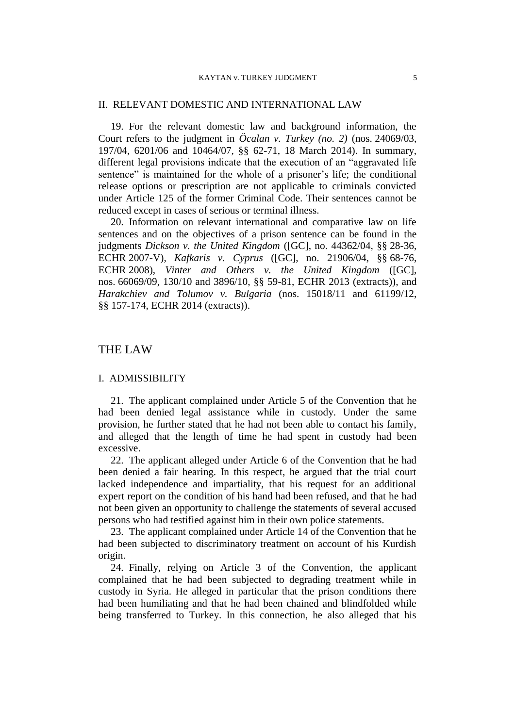## II. RELEVANT DOMESTIC AND INTERNATIONAL LAW

19. For the relevant domestic law and background information, the Court refers to the judgment in *Öcalan v. Turkey (no. 2)* (nos. 24069/03, 197/04, 6201/06 and 10464/07, §§ 62-71, 18 March 2014). In summary, different legal provisions indicate that the execution of an "aggravated life sentence" is maintained for the whole of a prisoner's life; the conditional release options or prescription are not applicable to criminals convicted under Article 125 of the former Criminal Code. Their sentences cannot be reduced except in cases of serious or terminal illness.

20. Information on relevant international and comparative law on life sentences and on the objectives of a prison sentence can be found in the judgments *Dickson v. the United Kingdom* ([GC], no. 44362/04, §§ 28-36, ECHR 2007-V), *Kafkaris v. Cyprus* ([GC], no. 21906/04, §§ 68-76, ECHR 2008), *Vinter and Others v. the United Kingdom* ([GC], nos. 66069/09, 130/10 and 3896/10, §§ 59-81, ECHR 2013 (extracts)), and *Harakchiev and Tolumov v. Bulgaria* (nos. 15018/11 and 61199/12, §§ 157-174, ECHR 2014 (extracts)).

# THE LAW

## I. ADMISSIBILITY

21. The applicant complained under Article 5 of the Convention that he had been denied legal assistance while in custody. Under the same provision, he further stated that he had not been able to contact his family, and alleged that the length of time he had spent in custody had been excessive.

22. The applicant alleged under Article 6 of the Convention that he had been denied a fair hearing. In this respect, he argued that the trial court lacked independence and impartiality, that his request for an additional expert report on the condition of his hand had been refused, and that he had not been given an opportunity to challenge the statements of several accused persons who had testified against him in their own police statements.

23. The applicant complained under Article 14 of the Convention that he had been subjected to discriminatory treatment on account of his Kurdish origin.

24. Finally, relying on Article 3 of the Convention, the applicant complained that he had been subjected to degrading treatment while in custody in Syria. He alleged in particular that the prison conditions there had been humiliating and that he had been chained and blindfolded while being transferred to Turkey. In this connection, he also alleged that his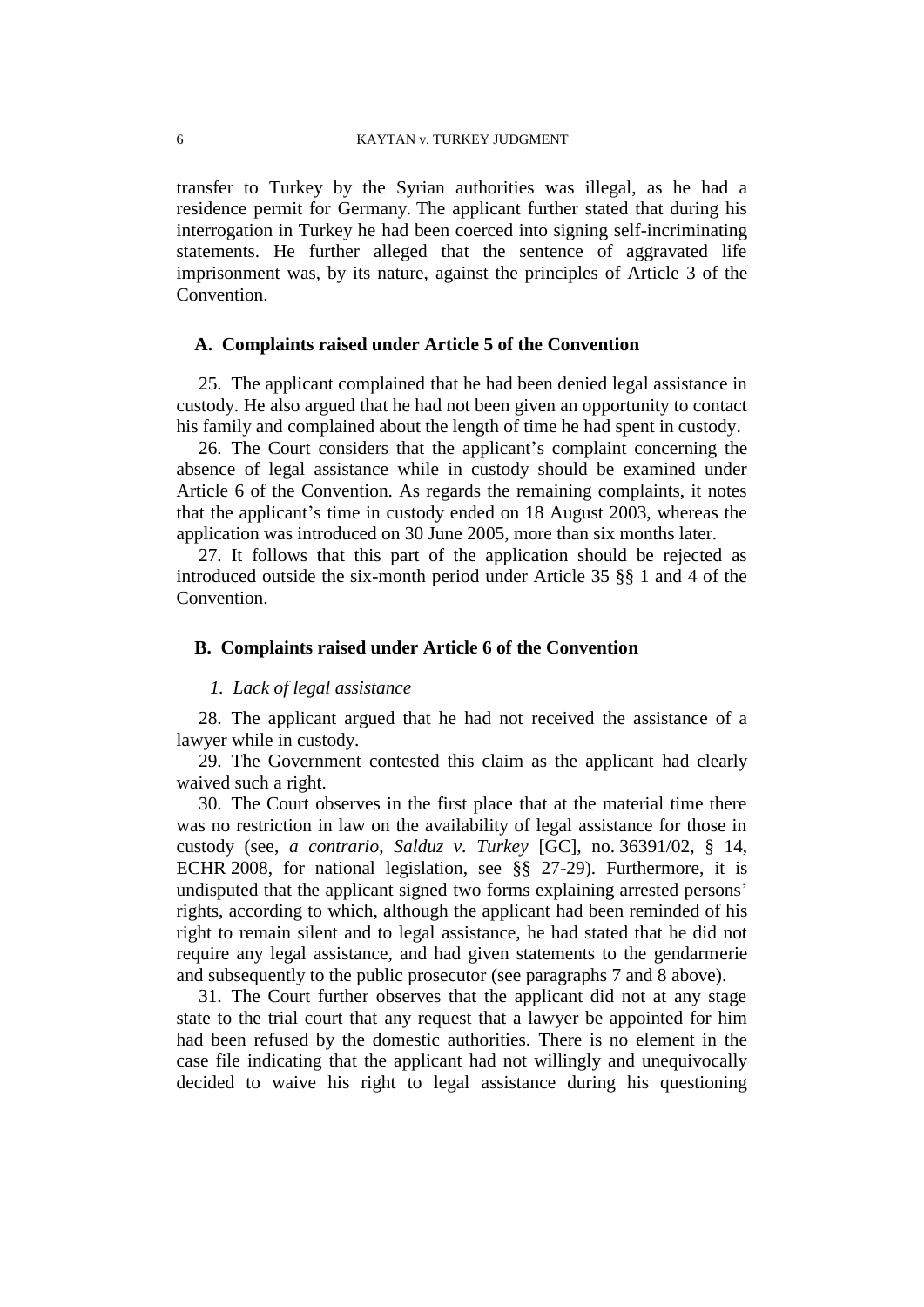transfer to Turkey by the Syrian authorities was illegal, as he had a residence permit for Germany. The applicant further stated that during his interrogation in Turkey he had been coerced into signing self-incriminating statements. He further alleged that the sentence of aggravated life imprisonment was, by its nature, against the principles of Article 3 of the Convention.

### A. Complaints raised under Article 5 of the Convention

25. The applicant complained that he had been denied legal assistance in custody. He also argued that he had not been given an opportunity to contact his family and complained about the length of time he had spent in custody.

26. The Court considers that the applicant's complaint concerning the absence of legal assistance while in custody should be examined under Article 6 of the Convention. As regards the remaining complaints, it notes that the applicant's time in custody ended on 18 August 2003, whereas the application was introduced on 30 June 2005, more than six months later.

27. It follows that this part of the application should be rejected as introduced outside the six-month period under Article 35 §§ 1 and 4 of the Convention.

### B. Complaints raised under Article 6 of the Convention

#### *1. Lack of legal assistance*

28. The applicant argued that he had not received the assistance of a lawyer while in custody.

29. The Government contested this claim as the applicant had clearly waived such a right.

30. The Court observes in the first place that at the material time there was no restriction in law on the availability of legal assistance for those in custody (see, *a contrario*, *Salduz v. Turkey* [GC], no. 36391/02, § 14, ECHR 2008, for national legislation, see §§ 27-29). Furthermore, it is undisputed that the applicant signed two forms explaining arrested persons' rights, according to which, although the applicant had been reminded of his right to remain silent and to legal assistance, he had stated that he did not require any legal assistance, and had given statements to the gendarmerie and subsequently to the public prosecutor (see paragraphs 7 and 8 above).

31. The Court further observes that the applicant did not at any stage state to the trial court that any request that a lawyer be appointed for him had been refused by the domestic authorities. There is no element in the case file indicating that the applicant had not willingly and unequivocally decided to waive his right to legal assistance during his questioning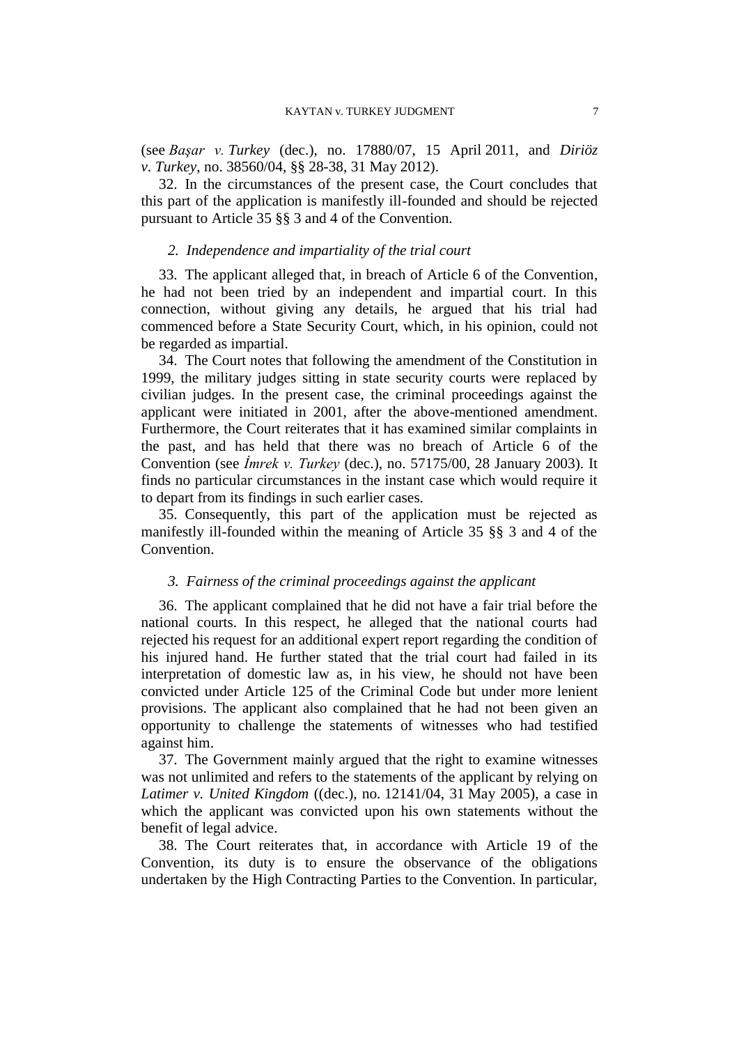(see *Başar v. Turkey* (dec.), no. 17880/07, 15 April 2011, and *Diriöz v. Turkey*, no. 38560/04, §§ 28-38, 31 May 2012).

32. In the circumstances of the present case, the Court concludes that this part of the application is manifestly ill-founded and should be rejected pursuant to Article 35 §§ 3 and 4 of the Convention.

### *2. Independence and impartiality of the trial court*

33. The applicant alleged that, in breach of Article 6 of the Convention, he had not been tried by an independent and impartial court. In this connection, without giving any details, he argued that his trial had commenced before a State Security Court, which, in his opinion, could not be regarded as impartial.

34. The Court notes that following the amendment of the Constitution in 1999, the military judges sitting in state security courts were replaced by civilian judges. In the present case, the criminal proceedings against the applicant were initiated in 2001, after the above-mentioned amendment. Furthermore, the Court reiterates that it has examined similar complaints in the past, and has held that there was no breach of Article 6 of the Convention (see *İmrek v. Turkey* (dec.), no. 57175/00, 28 January 2003). It finds no particular circumstances in the instant case which would require it to depart from its findings in such earlier cases.

35. Consequently, this part of the application must be rejected as manifestly ill-founded within the meaning of Article 35 §§ 3 and 4 of the Convention.

### *3. Fairness of the criminal proceedings against the applicant*

36. The applicant complained that he did not have a fair trial before the national courts. In this respect, he alleged that the national courts had rejected his request for an additional expert report regarding the condition of his injured hand. He further stated that the trial court had failed in its interpretation of domestic law as, in his view, he should not have been convicted under Article 125 of the Criminal Code but under more lenient provisions. The applicant also complained that he had not been given an opportunity to challenge the statements of witnesses who had testified against him.

37. The Government mainly argued that the right to examine witnesses was not unlimited and refers to the statements of the applicant by relying on *Latimer v. United Kingdom* ((dec.), no. 12141/04, 31 May 2005), a case in which the applicant was convicted upon his own statements without the benefit of legal advice.

38. The Court reiterates that, in accordance with Article 19 of the Convention, its duty is to ensure the observance of the obligations undertaken by the High Contracting Parties to the Convention. In particular,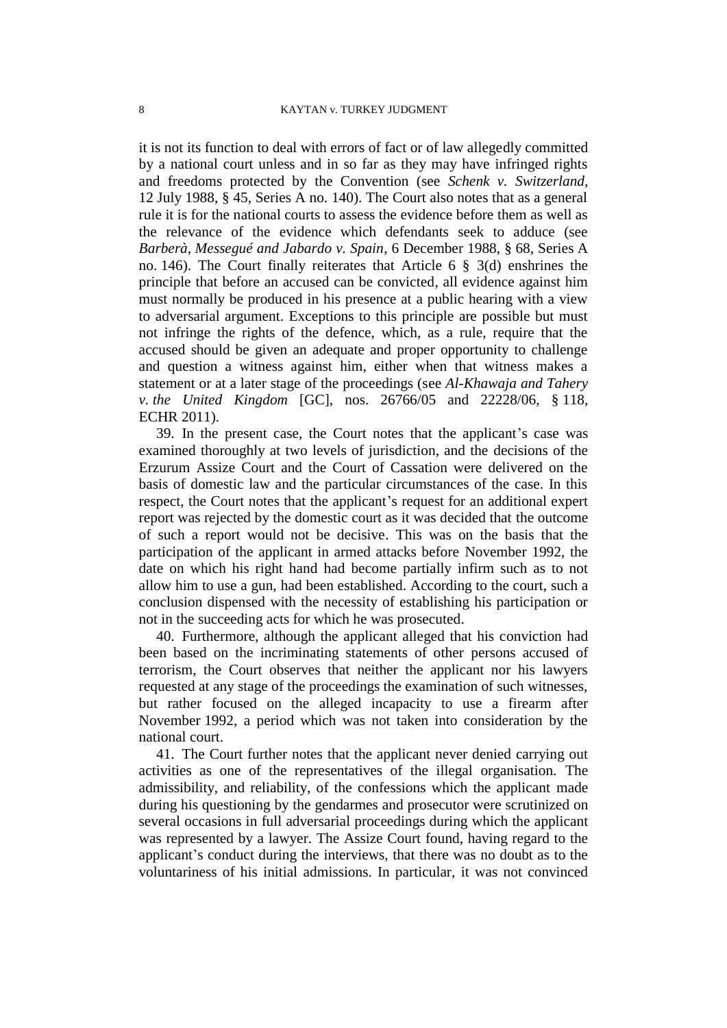it is not its function to deal with errors of fact or of law allegedly committed by a national court unless and in so far as they may have infringed rights and freedoms protected by the Convention (see *Schenk v. Switzerland*, 12 July 1988, § 45, Series A no. 140). The Court also notes that as a general rule it is for the national courts to assess the evidence before them as well as the relevance of the evidence which defendants seek to adduce (see *Barberà, Messegué and Jabardo v. Spain*, 6 December 1988, § 68, Series A no. 146). The Court finally reiterates that Article 6 § 3(d) enshrines the principle that before an accused can be convicted, all evidence against him must normally be produced in his presence at a public hearing with a view to adversarial argument. Exceptions to this principle are possible but must not infringe the rights of the defence, which, as a rule, require that the accused should be given an adequate and proper opportunity to challenge and question a witness against him, either when that witness makes a statement or at a later stage of the proceedings (see *Al-Khawaja and Tahery v. the United Kingdom* [GC], nos. 26766/05 and 22228/06, § 118, ECHR 2011).

39. In the present case, the Court notes that the applicant's case was examined thoroughly at two levels of jurisdiction, and the decisions of the Erzurum Assize Court and the Court of Cassation were delivered on the basis of domestic law and the particular circumstances of the case. In this respect, the Court notes that the applicant's request for an additional expert report was rejected by the domestic court as it was decided that the outcome of such a report would not be decisive. This was on the basis that the participation of the applicant in armed attacks before November 1992, the date on which his right hand had become partially infirm such as to not allow him to use a gun, had been established. According to the court, such a conclusion dispensed with the necessity of establishing his participation or not in the succeeding acts for which he was prosecuted.

40. Furthermore, although the applicant alleged that his conviction had been based on the incriminating statements of other persons accused of terrorism, the Court observes that neither the applicant nor his lawyers requested at any stage of the proceedings the examination of such witnesses, but rather focused on the alleged incapacity to use a firearm after November 1992, a period which was not taken into consideration by the national court.

41. The Court further notes that the applicant never denied carrying out activities as one of the representatives of the illegal organisation. The admissibility, and reliability, of the confessions which the applicant made during his questioning by the gendarmes and prosecutor were scrutinized on several occasions in full adversarial proceedings during which the applicant was represented by a lawyer. The Assize Court found, having regard to the applicant's conduct during the interviews, that there was no doubt as to the voluntariness of his initial admissions. In particular, it was not convinced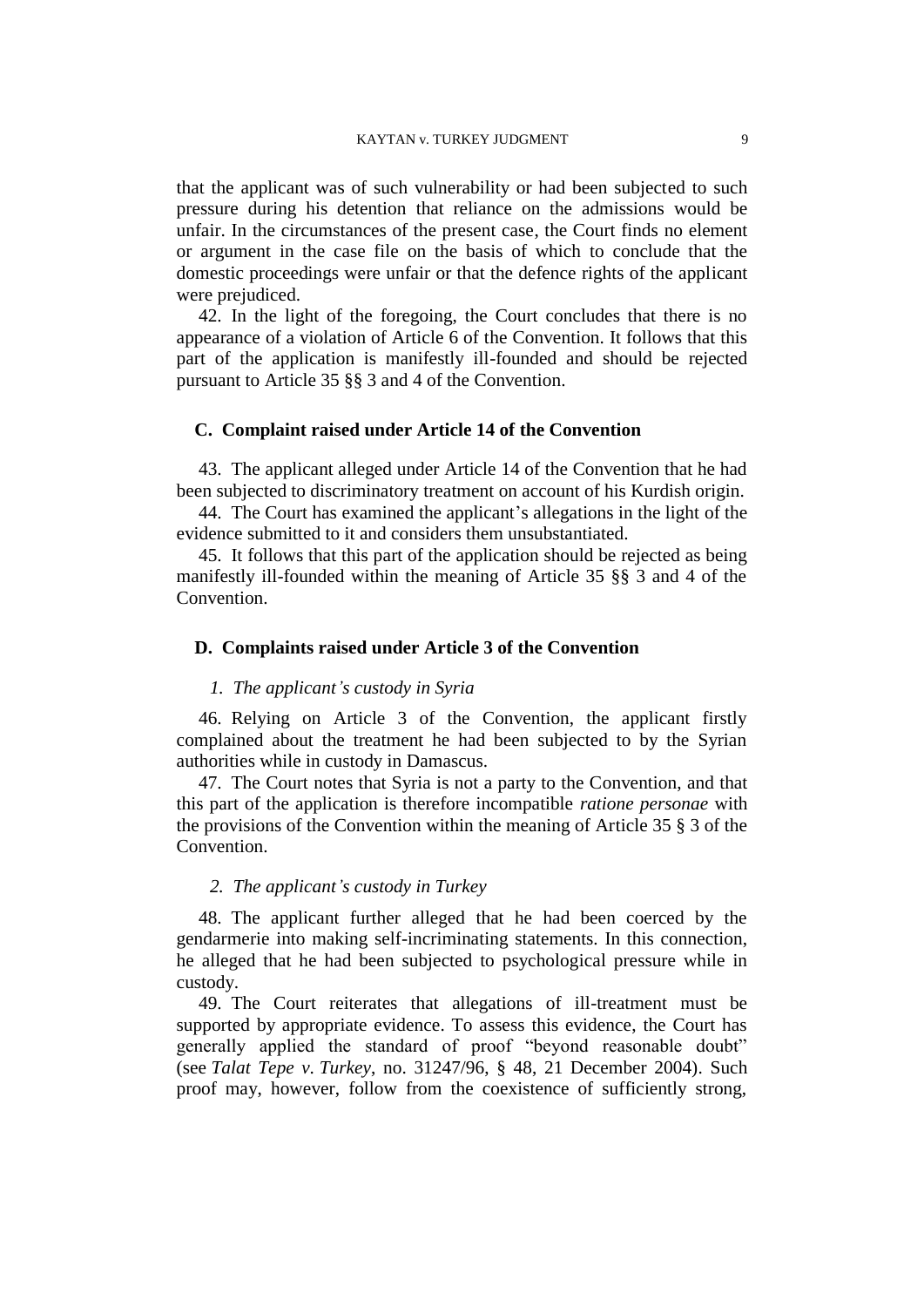that the applicant was of such vulnerability or had been subjected to such pressure during his detention that reliance on the admissions would be unfair. In the circumstances of the present case, the Court finds no element or argument in the case file on the basis of which to conclude that the domestic proceedings were unfair or that the defence rights of the applicant were prejudiced.

42. In the light of the foregoing, the Court concludes that there is no appearance of a violation of Article 6 of the Convention. It follows that this part of the application is manifestly ill-founded and should be rejected pursuant to Article 35 §§ 3 and 4 of the Convention.

## C. Complaint raised under Article 14 of the Convention

43. The applicant alleged under Article 14 of the Convention that he had been subjected to discriminatory treatment on account of his Kurdish origin.

44. The Court has examined the applicant's allegations in the light of the evidence submitted to it and considers them unsubstantiated.

45. It follows that this part of the application should be rejected as being manifestly ill-founded within the meaning of Article 35 §§ 3 and 4 of the Convention.

## D. Complaints raised under Article 3 of the Convention

### *1. The applicant's custody in Syria*

46. Relying on Article 3 of the Convention, the applicant firstly complained about the treatment he had been subjected to by the Syrian authorities while in custody in Damascus.

47. The Court notes that Syria is not a party to the Convention, and that this part of the application is therefore incompatible *ratione personae* with the provisions of the Convention within the meaning of Article 35 § 3 of the Convention.

### *2. The applicant's custody in Turkey*

48. The applicant further alleged that he had been coerced by the gendarmerie into making self-incriminating statements. In this connection, he alleged that he had been subjected to psychological pressure while in custody.

49. The Court reiterates that allegations of ill-treatment must be supported by appropriate evidence. To assess this evidence, the Court has generally applied the standard of proof "beyond reasonable doubt" (see *Talat Tepe v. Turkey*, no. 31247/96, § 48, 21 December 2004). Such proof may, however, follow from the coexistence of sufficiently strong,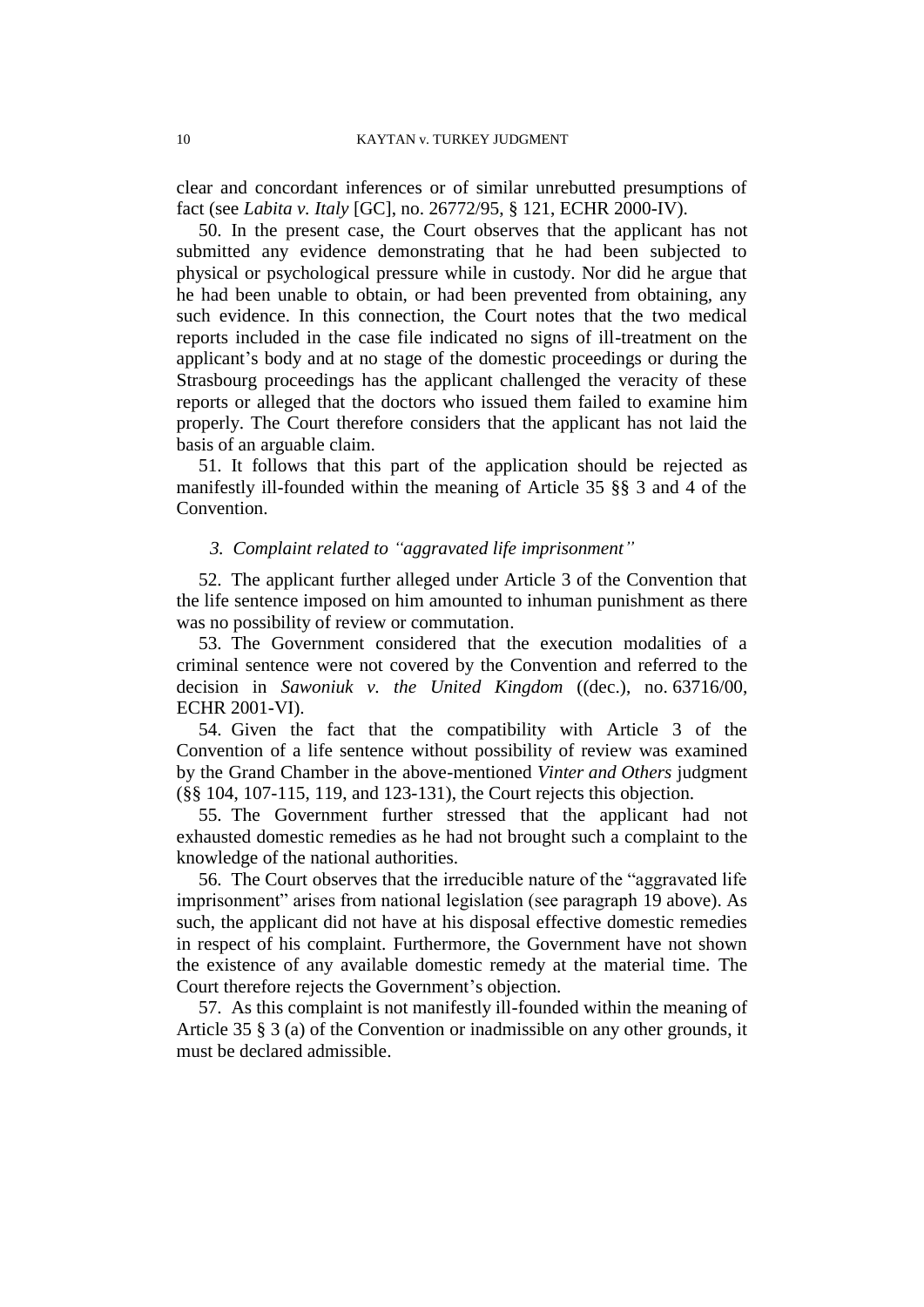clear and concordant inferences or of similar unrebutted presumptions of fact (see *Labita v. Italy* [GC], no. 26772/95, § 121, ECHR 2000-IV).

50. In the present case, the Court observes that the applicant has not submitted any evidence demonstrating that he had been subjected to physical or psychological pressure while in custody. Nor did he argue that he had been unable to obtain, or had been prevented from obtaining, any such evidence. In this connection, the Court notes that the two medical reports included in the case file indicated no signs of ill-treatment on the applicant's body and at no stage of the domestic proceedings or during the Strasbourg proceedings has the applicant challenged the veracity of these reports or alleged that the doctors who issued them failed to examine him properly. The Court therefore considers that the applicant has not laid the basis of an arguable claim.

51. It follows that this part of the application should be rejected as manifestly ill-founded within the meaning of Article 35 §§ 3 and 4 of the Convention.

### *3. Complaint related to "aggravated life imprisonment"*

52. The applicant further alleged under Article 3 of the Convention that the life sentence imposed on him amounted to inhuman punishment as there was no possibility of review or commutation.

53. The Government considered that the execution modalities of a criminal sentence were not covered by the Convention and referred to the decision in *Sawoniuk v. the United Kingdom* ((dec.), no. 63716/00, ECHR 2001-VI).

54. Given the fact that the compatibility with Article 3 of the Convention of a life sentence without possibility of review was examined by the Grand Chamber in the above-mentioned *Vinter and Others* judgment (§§ 104, 107-115, 119, and 123-131), the Court rejects this objection.

55. The Government further stressed that the applicant had not exhausted domestic remedies as he had not brought such a complaint to the knowledge of the national authorities.

56. The Court observes that the irreducible nature of the "aggravated life imprisonment" arises from national legislation (see paragraph 19 above). As such, the applicant did not have at his disposal effective domestic remedies in respect of his complaint. Furthermore, the Government have not shown the existence of any available domestic remedy at the material time. The Court therefore rejects the Government's objection.

57. As this complaint is not manifestly ill-founded within the meaning of Article 35 § 3 (a) of the Convention or inadmissible on any other grounds, it must be declared admissible.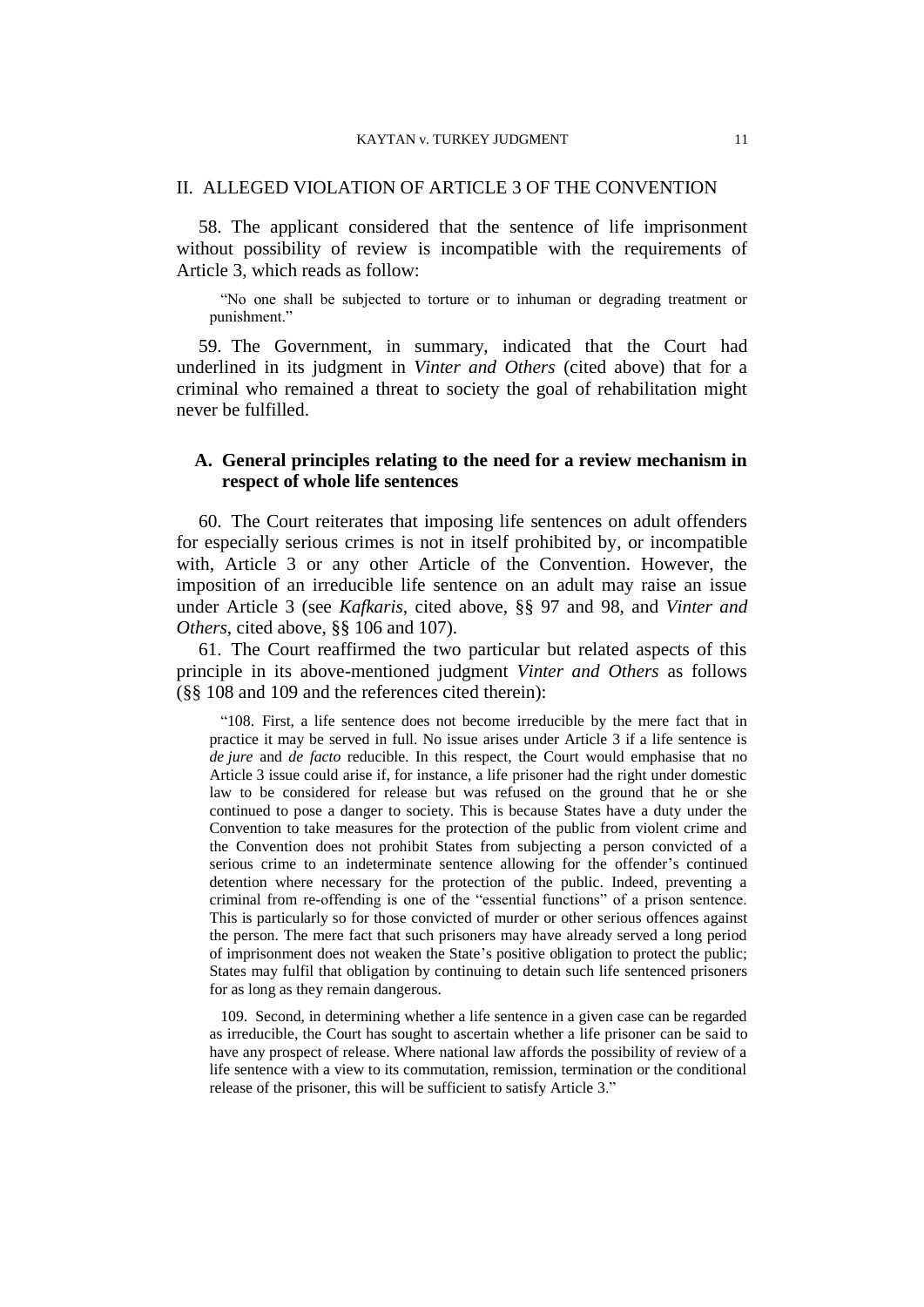## II. ALLEGED VIOLATION OF ARTICLE 3 OF THE CONVENTION

58. The applicant considered that the sentence of life imprisonment without possibility of review is incompatible with the requirements of Article 3, which reads as follow:

> "No one shall be subjected to torture or to inhuman or degrading treatment or punishment."

59. The Government, in summary, indicated that the Court had underlined in its judgment in *Vinter and Others* (cited above) that for a criminal who remained a threat to society the goal of rehabilitation might never be fulfilled.

### A. General principles relating to the need for a review mechanism in respect of whole life sentences

60. The Court reiterates that imposing life sentences on adult offenders for especially serious crimes is not in itself prohibited by, or incompatible with, Article 3 or any other Article of the Convention. However, the imposition of an irreducible life sentence on an adult may raise an issue under Article 3 (see *Kafkaris*, cited above, §§ 97 and 98, and *Vinter and Others*, cited above, §§ 106 and 107).

61. The Court reaffirmed the two particular but related aspects of this principle in its above-mentioned judgment *Vinter and Others* as follows (§§ 108 and 109 and the references cited therein):

> "108. First, a life sentence does not become irreducible by the mere fact that in practice it may be served in full. No issue arises under Article 3 if a life sentence is *de jure* and *de facto* reducible. In this respect, the Court would emphasise that no Article 3 issue could arise if, for instance, a life prisoner had the right under domestic law to be considered for release but was refused on the ground that he or she continued to pose a danger to society. This is because States have a duty under the Convention to take measures for the protection of the public from violent crime and the Convention does not prohibit States from subjecting a person convicted of a serious crime to an indeterminate sentence allowing for the offender's continued detention where necessary for the protection of the public. Indeed, preventing a criminal from re-offending is one of the "essential functions" of a prison sentence. This is particularly so for those convicted of murder or other serious offences against the person. The mere fact that such prisoners may have already served a long period of imprisonment does not weaken the State's positive obligation to protect the public; States may fulfil that obligation by continuing to detain such life sentenced prisoners for as long as they remain dangerous.
>
> 109. Second, in determining whether a life sentence in a given case can be regarded as irreducible, the Court has sought to ascertain whether a life prisoner can be said to have any prospect of release. Where national law affords the possibility of review of a life sentence with a view to its commutation, remission, termination or the conditional release of the prisoner, this will be sufficient to satisfy Article 3."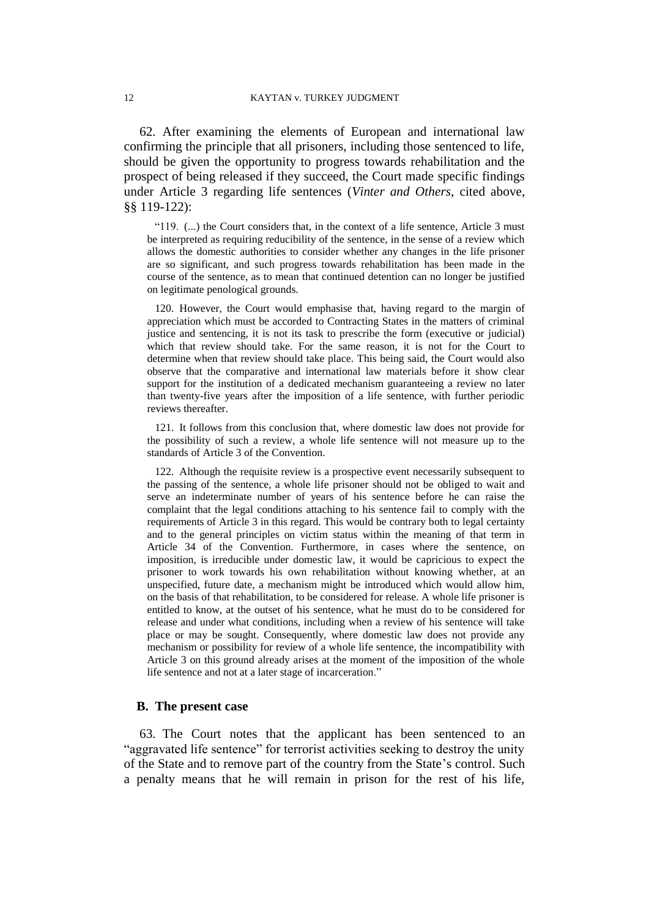62. After examining the elements of European and international law confirming the principle that all prisoners, including those sentenced to life, should be given the opportunity to progress towards rehabilitation and the prospect of being released if they succeed, the Court made specific findings under Article 3 regarding life sentences (*Vinter and Others*, cited above, §§ 119-122):

> "119. (...) the Court considers that, in the context of a life sentence, Article 3 must be interpreted as requiring reducibility of the sentence, in the sense of a review which allows the domestic authorities to consider whether any changes in the life prisoner are so significant, and such progress towards rehabilitation has been made in the course of the sentence, as to mean that continued detention can no longer be justified on legitimate penological grounds.
>
> 120. However, the Court would emphasise that, having regard to the margin of appreciation which must be accorded to Contracting States in the matters of criminal justice and sentencing, it is not its task to prescribe the form (executive or judicial) which that review should take. For the same reason, it is not for the Court to determine when that review should take place. This being said, the Court would also observe that the comparative and international law materials before it show clear support for the institution of a dedicated mechanism guaranteeing a review no later than twenty-five years after the imposition of a life sentence, with further periodic reviews thereafter.
>
> 121. It follows from this conclusion that, where domestic law does not provide for the possibility of such a review, a whole life sentence will not measure up to the standards of Article 3 of the Convention.
>
> 122. Although the requisite review is a prospective event necessarily subsequent to the passing of the sentence, a whole life prisoner should not be obliged to wait and serve an indeterminate number of years of his sentence before he can raise the complaint that the legal conditions attaching to his sentence fail to comply with the requirements of Article 3 in this regard. This would be contrary both to legal certainty and to the general principles on victim status within the meaning of that term in Article 34 of the Convention. Furthermore, in cases where the sentence, on imposition, is irreducible under domestic law, it would be capricious to expect the prisoner to work towards his own rehabilitation without knowing whether, at an unspecified, future date, a mechanism might be introduced which would allow him, on the basis of that rehabilitation, to be considered for release. A whole life prisoner is entitled to know, at the outset of his sentence, what he must do to be considered for release and under what conditions, including when a review of his sentence will take place or may be sought. Consequently, where domestic law does not provide any mechanism or possibility for review of a whole life sentence, the incompatibility with Article 3 on this ground already arises at the moment of the imposition of the whole life sentence and not at a later stage of incarceration."

### B. The present case

63. The Court notes that the applicant has been sentenced to an "aggravated life sentence" for terrorist activities seeking to destroy the unity of the State and to remove part of the country from the State's control. Such a penalty means that he will remain in prison for the rest of his life,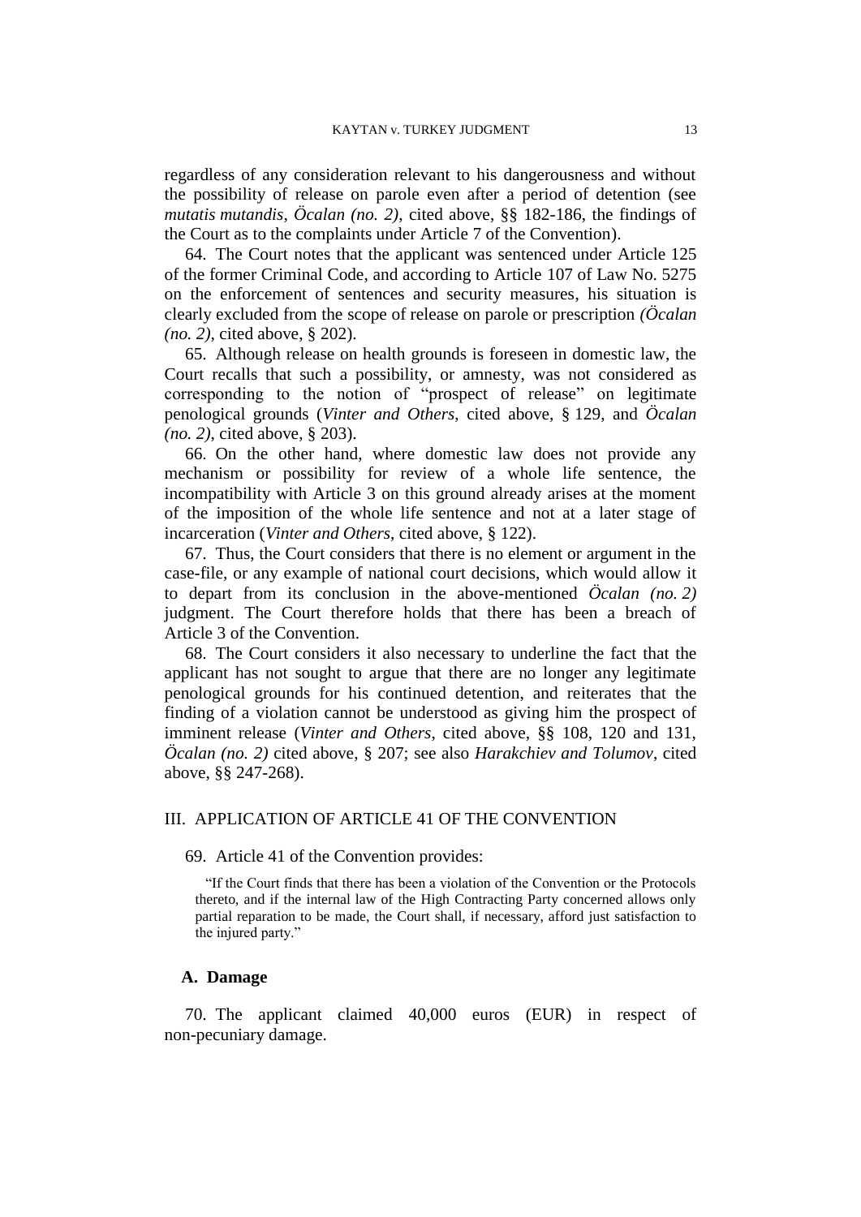regardless of any consideration relevant to his dangerousness and without the possibility of release on parole even after a period of detention (see *mutatis mutandis*, *Öcalan (no. 2)*, cited above, §§ 182-186, the findings of the Court as to the complaints under Article 7 of the Convention).

64. The Court notes that the applicant was sentenced under Article 125 of the former Criminal Code, and according to Article 107 of Law No. 5275 on the enforcement of sentences and security measures, his situation is clearly excluded from the scope of release on parole or prescription *(Öcalan (no. 2)*, cited above, § 202).

65. Although release on health grounds is foreseen in domestic law, the Court recalls that such a possibility, or amnesty, was not considered as corresponding to the notion of "prospect of release" on legitimate penological grounds (*Vinter and Others*, cited above, § 129, and *Öcalan (no. 2)*, cited above, § 203).

66. On the other hand, where domestic law does not provide any mechanism or possibility for review of a whole life sentence, the incompatibility with Article 3 on this ground already arises at the moment of the imposition of the whole life sentence and not at a later stage of incarceration (*Vinter and Others*, cited above, § 122).

67. Thus, the Court considers that there is no element or argument in the case-file, or any example of national court decisions, which would allow it to depart from its conclusion in the above-mentioned *Öcalan (no. 2)* judgment. The Court therefore holds that there has been a breach of Article 3 of the Convention.

68. The Court considers it also necessary to underline the fact that the applicant has not sought to argue that there are no longer any legitimate penological grounds for his continued detention, and reiterates that the finding of a violation cannot be understood as giving him the prospect of imminent release (*Vinter and Others*, cited above, §§ 108, 120 and 131, *Öcalan (no. 2)* cited above, § 207; see also *Harakchiev and Tolumov*, cited above, §§ 247-268).

## III. APPLICATION OF ARTICLE 41 OF THE CONVENTION

69. Article 41 of the Convention provides:

> "If the Court finds that there has been a violation of the Convention or the Protocols thereto, and if the internal law of the High Contracting Party concerned allows only partial reparation to be made, the Court shall, if necessary, afford just satisfaction to the injured party."

### A. Damage

70. The applicant claimed 40,000 euros (EUR) in respect of non-pecuniary damage.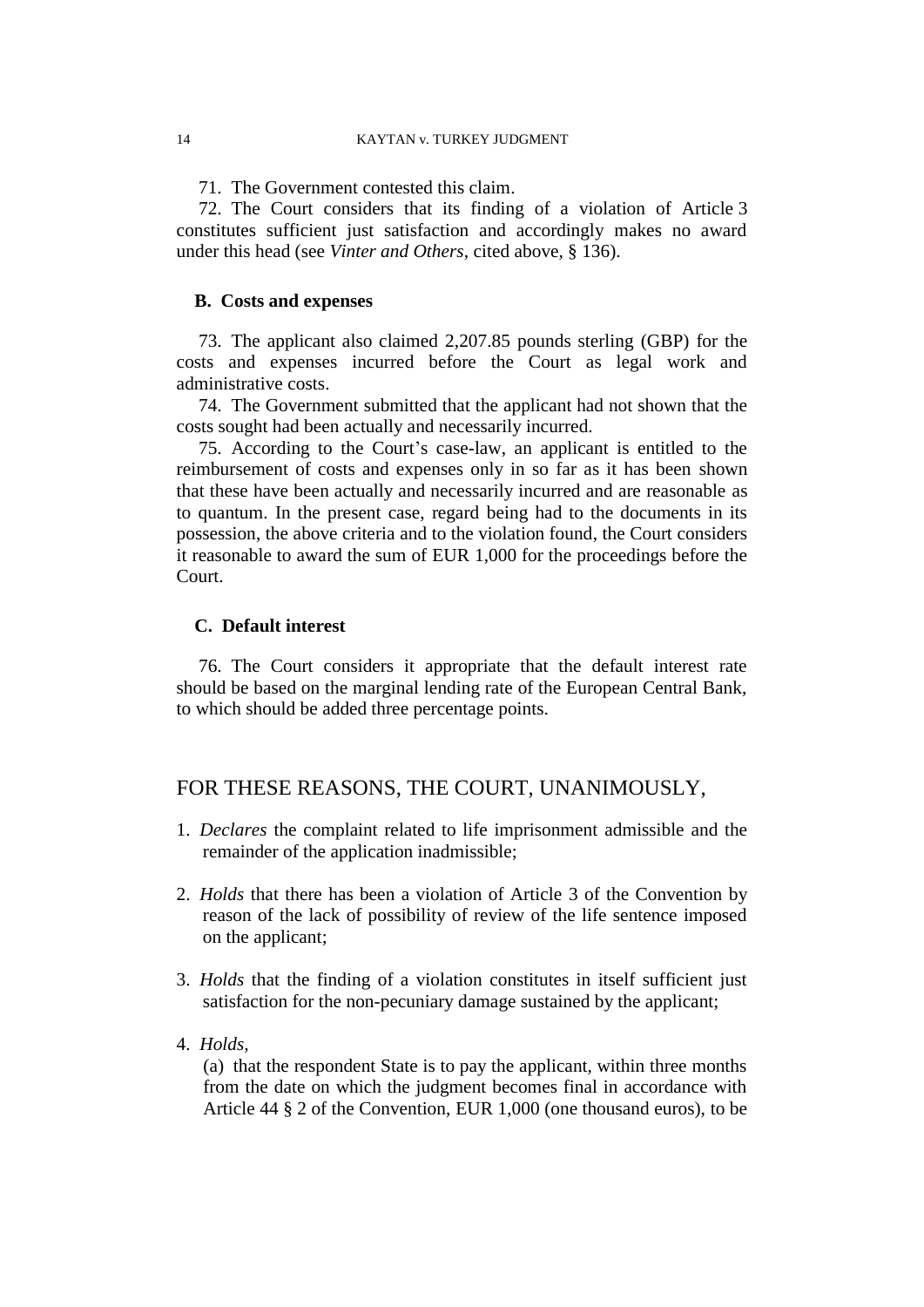71. The Government contested this claim.

72. The Court considers that its finding of a violation of Article 3 constitutes sufficient just satisfaction and accordingly makes no award under this head (see *Vinter and Others*, cited above, § 136).

### B. Costs and expenses

73. The applicant also claimed 2,207.85 pounds sterling (GBP) for the costs and expenses incurred before the Court as legal work and administrative costs.

74. The Government submitted that the applicant had not shown that the costs sought had been actually and necessarily incurred.

75. According to the Court's case-law, an applicant is entitled to the reimbursement of costs and expenses only in so far as it has been shown that these have been actually and necessarily incurred and are reasonable as to quantum. In the present case, regard being had to the documents in its possession, the above criteria and to the violation found, the Court considers it reasonable to award the sum of EUR 1,000 for the proceedings before the Court.

### C. Default interest

76. The Court considers it appropriate that the default interest rate should be based on the marginal lending rate of the European Central Bank, to which should be added three percentage points.

## FOR THESE REASONS, THE COURT, UNANIMOUSLY,

1. *Declares* the complaint related to life imprisonment admissible and the remainder of the application inadmissible;

2. *Holds* that there has been a violation of Article 3 of the Convention by reason of the lack of possibility of review of the life sentence imposed on the applicant;

3. *Holds* that the finding of a violation constitutes in itself sufficient just satisfaction for the non-pecuniary damage sustained by the applicant;

4. *Holds,*
   (a) that the respondent State is to pay the applicant, within three months from the date on which the judgment becomes final in accordance with Article 44 § 2 of the Convention, EUR 1,000 (one thousand euros), to be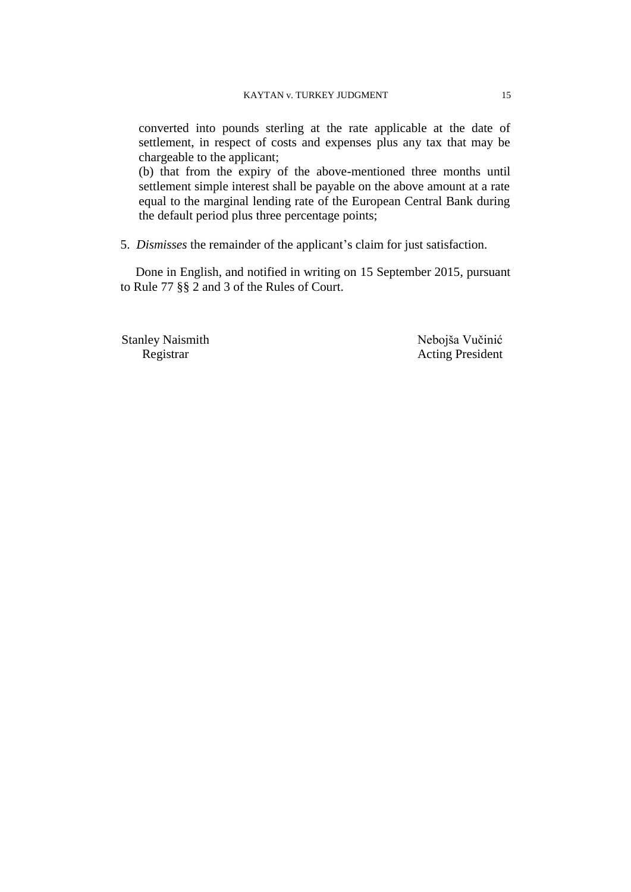converted into pounds sterling at the rate applicable at the date of settlement, in respect of costs and expenses plus any tax that may be chargeable to the applicant;

(b) that from the expiry of the above-mentioned three months until settlement simple interest shall be payable on the above amount at a rate equal to the marginal lending rate of the European Central Bank during the default period plus three percentage points;

5. *Dismisses* the remainder of the applicant's claim for just satisfaction.

Done in English, and notified in writing on 15 September 2015, pursuant to Rule 77 §§ 2 and 3 of the Rules of Court.

Stanley Naismith
Registrar

Nebojša Vučinić
Acting President